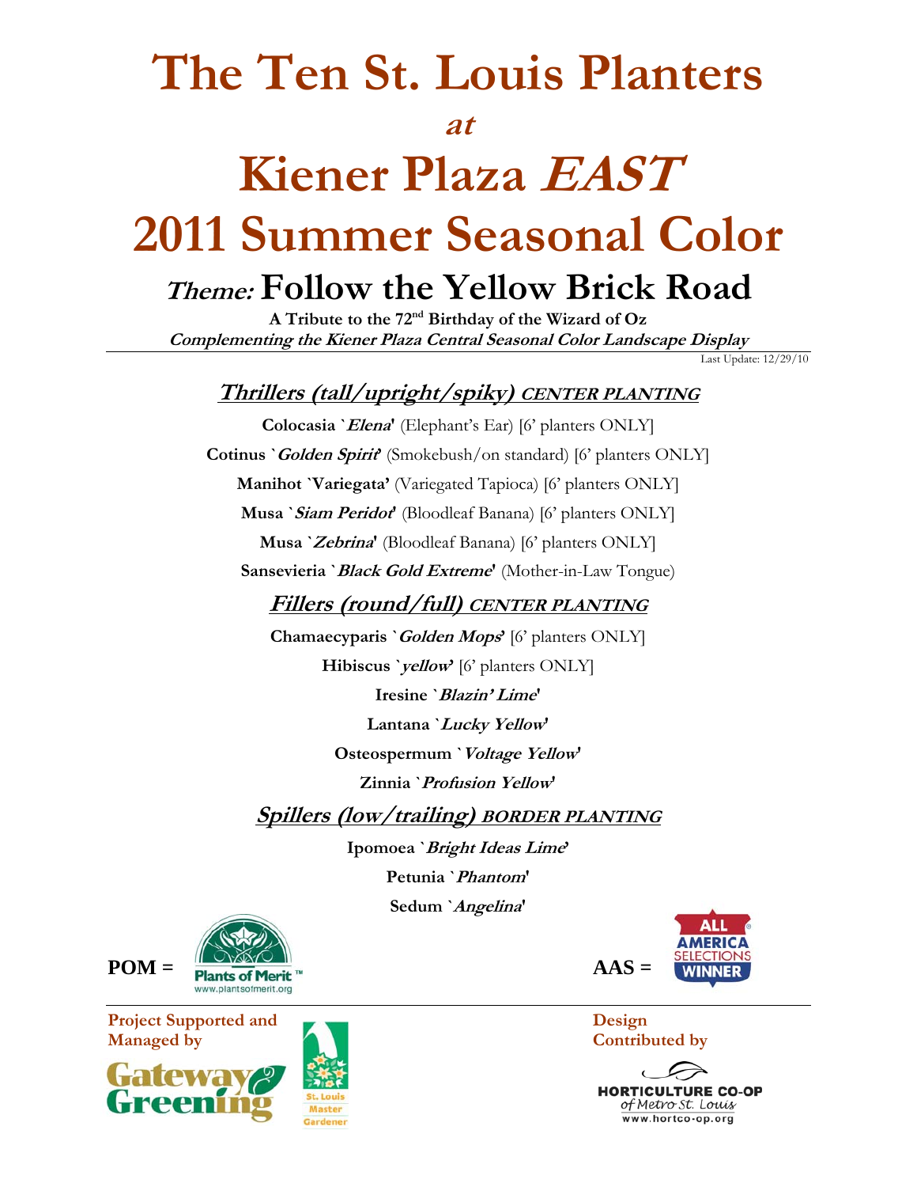# The Ten St. Louis Planters

# *at*

# Kiener Plaza *EAST*

# 2011 Summer Seasonal Color

## *Theme:* Follow the Yellow Brick Road

**A Tribute to the 72nd Birthday of the Wizard of Oz**

***Complementing the Kiener Plaza Central Seasonal Color Landscape Display***

Last Update: 12/29/10

### *Thrillers (tall/upright/spiky)* CENTER PLANTING

**Colocasia `*Elena*'** (Elephant's Ear) [6' planters ONLY]

**Cotinus `*Golden Spirit*'** (Smokebush/on standard) [6' planters ONLY]

**Manihot `Variegata'** (Variegated Tapioca) [6' planters ONLY]

**Musa `*Siam Peridot*'** (Bloodleaf Banana) [6' planters ONLY]

**Musa `*Zebrina*'** (Bloodleaf Banana) [6' planters ONLY]

**Sansevieria `*Black Gold Extreme*'** (Mother-in-Law Tongue)

### *Fillers (round/full)* CENTER PLANTING

**Chamaecyparis `*Golden Mops*'** [6' planters ONLY]

**Hibiscus `*yellow*'** [6' planters ONLY]

**Iresine `*Blazin' Lime*'**

**Lantana `*Lucky Yellow*'**

**Osteospermum `*Voltage Yellow*'**

**Zinnia `*Profusion Yellow*'**

### *Spillers (low/trailing)* BORDER PLANTING

**Ipomoea `*Bright Ideas Lime*'**

**Petunia `*Phantom*'**

**Sedum `*Angelina*'**

**POM =** Plants of Merit™ www.plantsofmerit.org

**AAS =** All America Selections Winner

**Project Supported and Managed by**

Gateway Greening

St. Louis Master Gardener

**Design Contributed by**

HORTICULTURE CO-OP of Metro St. Louis

www.hortco-op.org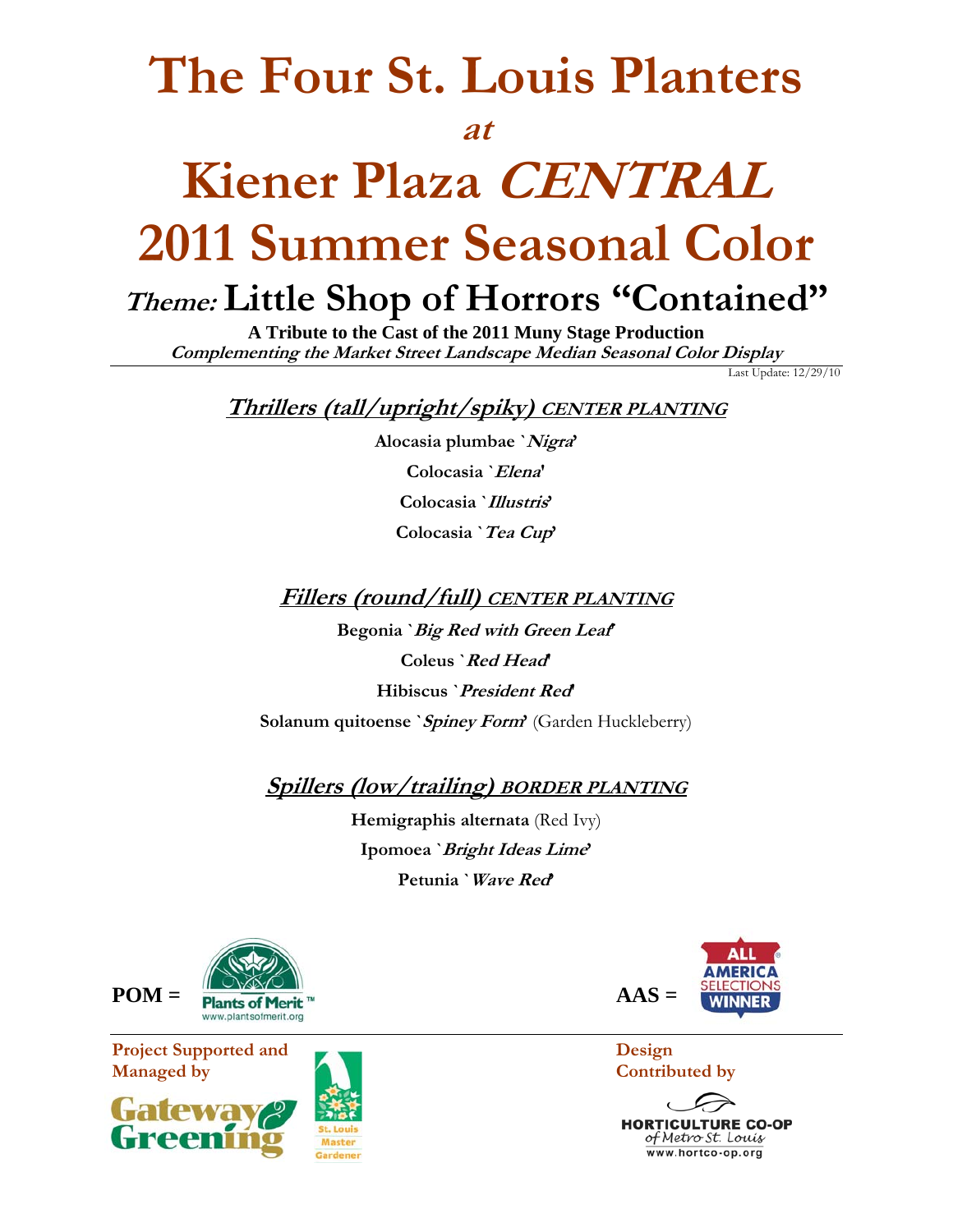# The Four St. Louis Planters

*at*

# Kiener Plaza *CENTRAL*

# 2011 Summer Seasonal Color

## *Theme:* Little Shop of Horrors "Contained"

**A Tribute to the Cast of the 2011 Muny Stage Production**

***Complementing the Market Street Landscape Median Seasonal Color Display***

Last Update: 12/29/10

### *Thrillers (tall/upright/spiky)* *CENTER PLANTING*

**Alocasia plumbae `*Nigra*'**

**Colocasia `*Elena*'**

**Colocasia `*Illustris*'**

**Colocasia `*Tea Cup*'**

### *Fillers (round/full)* *CENTER PLANTING*

**Begonia `*Big Red with Green Leaf*'**

**Coleus `*Red Head*'**

**Hibiscus `*President Red*'**

**Solanum quitoense `*Spiney Form*'** (Garden Huckleberry)

### *Spillers (low/trailing)* *BORDER PLANTING*

**Hemigraphis alternata** (Red Ivy)

**Ipomoea `*Bright Ideas Lime*'**

**Petunia `*Wave Red*'**

**POM =** Plants of Merit™ www.plantsofmerit.org

**AAS =** All America Selections Winner

**Project Supported and Managed by**

Gateway Greening

St. Louis Master Gardener

**Design Contributed by**

HORTICULTURE CO-OP of Metro St. Louis
www.hortco-op.org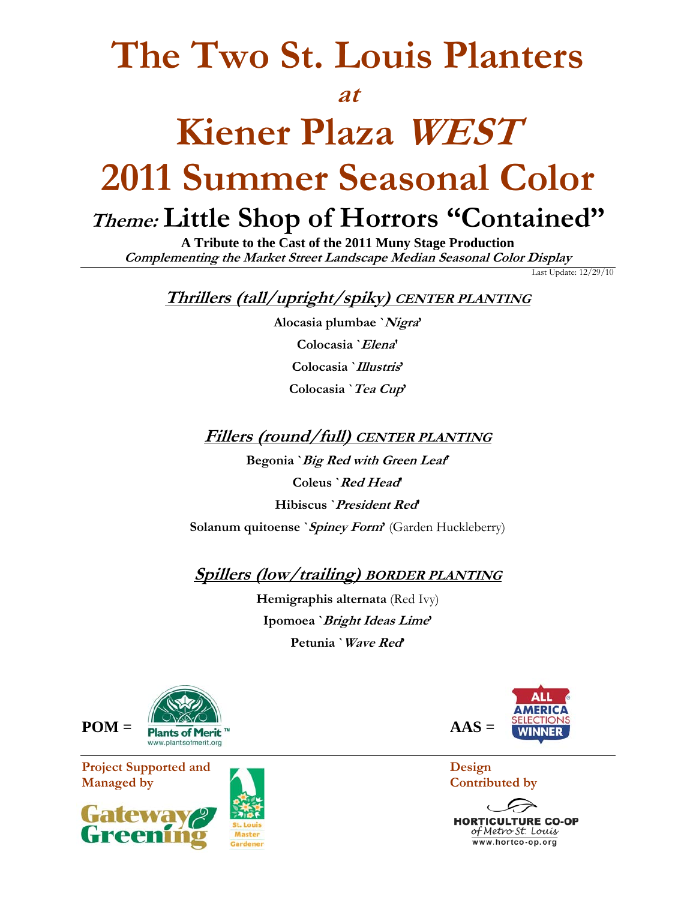# The Two St. Louis Planters

*at*

# Kiener Plaza *WEST*

# 2011 Summer Seasonal Color

## *Theme:* Little Shop of Horrors "Contained"

**A Tribute to the Cast of the 2011 Muny Stage Production**

***Complementing the Market Street Landscape Median Seasonal Color Display***

Last Update: 12/29/10

### *Thrillers (tall/upright/spiky)* CENTER PLANTING

**Alocasia plumbae `*Nigra*'**

**Colocasia `*Elena*'**

**Colocasia `*Illustris*'**

**Colocasia `*Tea Cup*'**

### *Fillers (round/full)* CENTER PLANTING

**Begonia `*Big Red with Green Leaf*'**

**Coleus `*Red Head*'**

**Hibiscus `*President Red*'**

**Solanum quitoense `*Spiney Form*'** (Garden Huckleberry)

### *Spillers (low/trailing)* BORDER PLANTING

**Hemigraphis alternata** (Red Ivy)

**Ipomoea `*Bright Ideas Lime*'**

**Petunia `*Wave Red*'**

**POM =** Plants of Merit™ www.plantsofmerit.org

**AAS =** All America Selections Winner

**Project Supported and Managed by**

Gateway Greening

St. Louis Master Gardener

**Design Contributed by**

HORTICULTURE CO-OP of Metro St. Louis

www.hortco-op.org